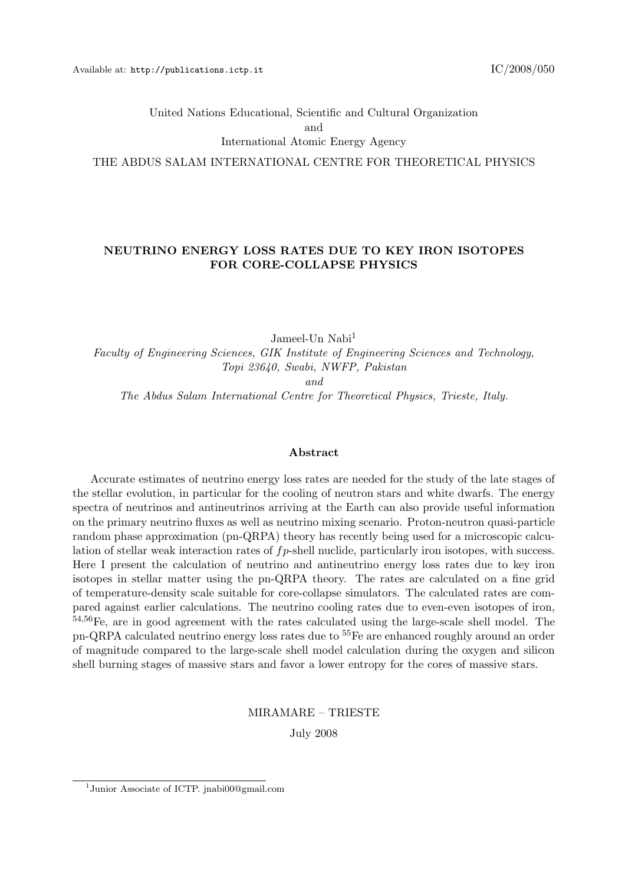Available at: http://publications.ictp.it IC/2008/050

United Nations Educational, Scientific and Cultural Organization
and
International Atomic Energy Agency

THE ABDUS SALAM INTERNATIONAL CENTRE FOR THEORETICAL PHYSICS

# NEUTRINO ENERGY LOSS RATES DUE TO KEY IRON ISOTOPES FOR CORE-COLLAPSE PHYSICS

Jameel-Un Nabi[1]

*Faculty of Engineering Sciences, GIK Institute of Engineering Sciences and Technology, Topi 23640, Swabi, NWFP, Pakistan*
*and*
*The Abdus Salam International Centre for Theoretical Physics, Trieste, Italy.*

## Abstract

Accurate estimates of neutrino energy loss rates are needed for the study of the late stages of the stellar evolution, in particular for the cooling of neutron stars and white dwarfs. The energy spectra of neutrinos and antineutrinos arriving at the Earth can also provide useful information on the primary neutrino fluxes as well as neutrino mixing scenario. Proton-neutron quasi-particle random phase approximation (pn-QRPA) theory has recently being used for a microscopic calculation of stellar weak interaction rates of $fp$-shell nuclide, particularly iron isotopes, with success. Here I present the calculation of neutrino and antineutrino energy loss rates due to key iron isotopes in stellar matter using the pn-QRPA theory. The rates are calculated on a fine grid of temperature-density scale suitable for core-collapse simulators. The calculated rates are compared against earlier calculations. The neutrino cooling rates due to even-even isotopes of iron, $^{54,56}$Fe, are in good agreement with the rates calculated using the large-scale shell model. The pn-QRPA calculated neutrino energy loss rates due to $^{55}$Fe are enhanced roughly around an order of magnitude compared to the large-scale shell model calculation during the oxygen and silicon shell burning stages of massive stars and favor a lower entropy for the cores of massive stars.

MIRAMARE – TRIESTE

July 2008

---

[1] Junior Associate of ICTP. jnabi00@gmail.com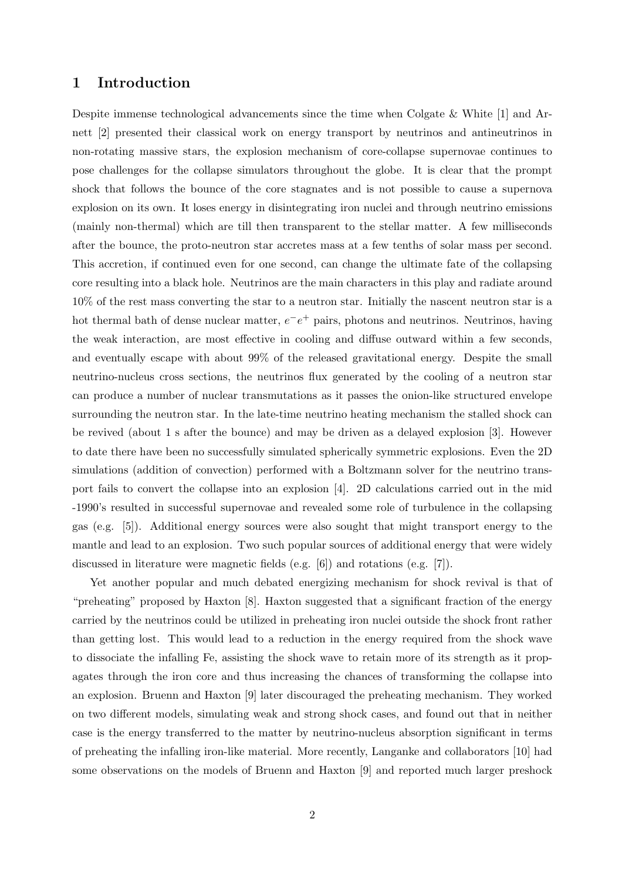# 1 Introduction

Despite immense technological advancements since the time when Colgate & White [1] and Arnett [2] presented their classical work on energy transport by neutrinos and antineutrinos in non-rotating massive stars, the explosion mechanism of core-collapse supernovae continues to pose challenges for the collapse simulators throughout the globe. It is clear that the prompt shock that follows the bounce of the core stagnates and is not possible to cause a supernova explosion on its own. It loses energy in disintegrating iron nuclei and through neutrino emissions (mainly non-thermal) which are till then transparent to the stellar matter. A few milliseconds after the bounce, the proto-neutron star accretes mass at a few tenths of solar mass per second. This accretion, if continued even for one second, can change the ultimate fate of the collapsing core resulting into a black hole. Neutrinos are the main characters in this play and radiate around 10% of the rest mass converting the star to a neutron star. Initially the nascent neutron star is a hot thermal bath of dense nuclear matter, $e^{-}e^{+}$ pairs, photons and neutrinos. Neutrinos, having the weak interaction, are most effective in cooling and diffuse outward within a few seconds, and eventually escape with about 99% of the released gravitational energy. Despite the small neutrino-nucleus cross sections, the neutrinos flux generated by the cooling of a neutron star can produce a number of nuclear transmutations as it passes the onion-like structured envelope surrounding the neutron star. In the late-time neutrino heating mechanism the stalled shock can be revived (about 1 s after the bounce) and may be driven as a delayed explosion [3]. However to date there have been no successfully simulated spherically symmetric explosions. Even the 2D simulations (addition of convection) performed with a Boltzmann solver for the neutrino transport fails to convert the collapse into an explosion [4]. 2D calculations carried out in the mid -1990's resulted in successful supernovae and revealed some role of turbulence in the collapsing gas (e.g. [5]). Additional energy sources were also sought that might transport energy to the mantle and lead to an explosion. Two such popular sources of additional energy that were widely discussed in literature were magnetic fields (e.g. [6]) and rotations (e.g. [7]).

Yet another popular and much debated energizing mechanism for shock revival is that of "preheating" proposed by Haxton [8]. Haxton suggested that a significant fraction of the energy carried by the neutrinos could be utilized in preheating iron nuclei outside the shock front rather than getting lost. This would lead to a reduction in the energy required from the shock wave to dissociate the infalling Fe, assisting the shock wave to retain more of its strength as it propagates through the iron core and thus increasing the chances of transforming the collapse into an explosion. Bruenn and Haxton [9] later discouraged the preheating mechanism. They worked on two different models, simulating weak and strong shock cases, and found out that in neither case is the energy transferred to the matter by neutrino-nucleus absorption significant in terms of preheating the infalling iron-like material. More recently, Langanke and collaborators [10] had some observations on the models of Bruenn and Haxton [9] and reported much larger preshock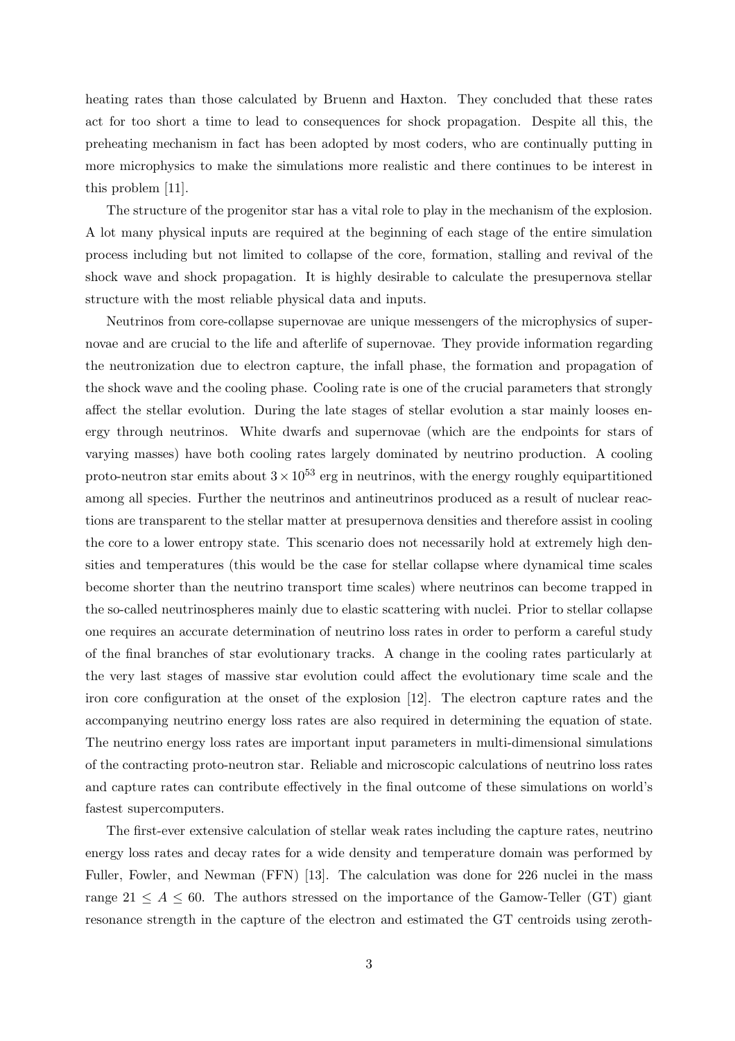heating rates than those calculated by Bruenn and Haxton. They concluded that these rates act for too short a time to lead to consequences for shock propagation. Despite all this, the preheating mechanism in fact has been adopted by most coders, who are continually putting in more microphysics to make the simulations more realistic and there continues to be interest in this problem [11].

The structure of the progenitor star has a vital role to play in the mechanism of the explosion. A lot many physical inputs are required at the beginning of each stage of the entire simulation process including but not limited to collapse of the core, formation, stalling and revival of the shock wave and shock propagation. It is highly desirable to calculate the presupernova stellar structure with the most reliable physical data and inputs.

Neutrinos from core-collapse supernovae are unique messengers of the microphysics of supernovae and are crucial to the life and afterlife of supernovae. They provide information regarding the neutronization due to electron capture, the infall phase, the formation and propagation of the shock wave and the cooling phase. Cooling rate is one of the crucial parameters that strongly affect the stellar evolution. During the late stages of stellar evolution a star mainly looses energy through neutrinos. White dwarfs and supernovae (which are the endpoints for stars of varying masses) have both cooling rates largely dominated by neutrino production. A cooling proto-neutron star emits about $3 \times 10^{53}$ erg in neutrinos, with the energy roughly equipartitioned among all species. Further the neutrinos and antineutrinos produced as a result of nuclear reactions are transparent to the stellar matter at presupernova densities and therefore assist in cooling the core to a lower entropy state. This scenario does not necessarily hold at extremely high densities and temperatures (this would be the case for stellar collapse where dynamical time scales become shorter than the neutrino transport time scales) where neutrinos can become trapped in the so-called neutrinospheres mainly due to elastic scattering with nuclei. Prior to stellar collapse one requires an accurate determination of neutrino loss rates in order to perform a careful study of the final branches of star evolutionary tracks. A change in the cooling rates particularly at the very last stages of massive star evolution could affect the evolutionary time scale and the iron core configuration at the onset of the explosion [12]. The electron capture rates and the accompanying neutrino energy loss rates are also required in determining the equation of state. The neutrino energy loss rates are important input parameters in multi-dimensional simulations of the contracting proto-neutron star. Reliable and microscopic calculations of neutrino loss rates and capture rates can contribute effectively in the final outcome of these simulations on world's fastest supercomputers.

The first-ever extensive calculation of stellar weak rates including the capture rates, neutrino energy loss rates and decay rates for a wide density and temperature domain was performed by Fuller, Fowler, and Newman (FFN) [13]. The calculation was done for 226 nuclei in the mass range $21 \leq A \leq 60$. The authors stressed on the importance of the Gamow-Teller (GT) giant resonance strength in the capture of the electron and estimated the GT centroids using zeroth-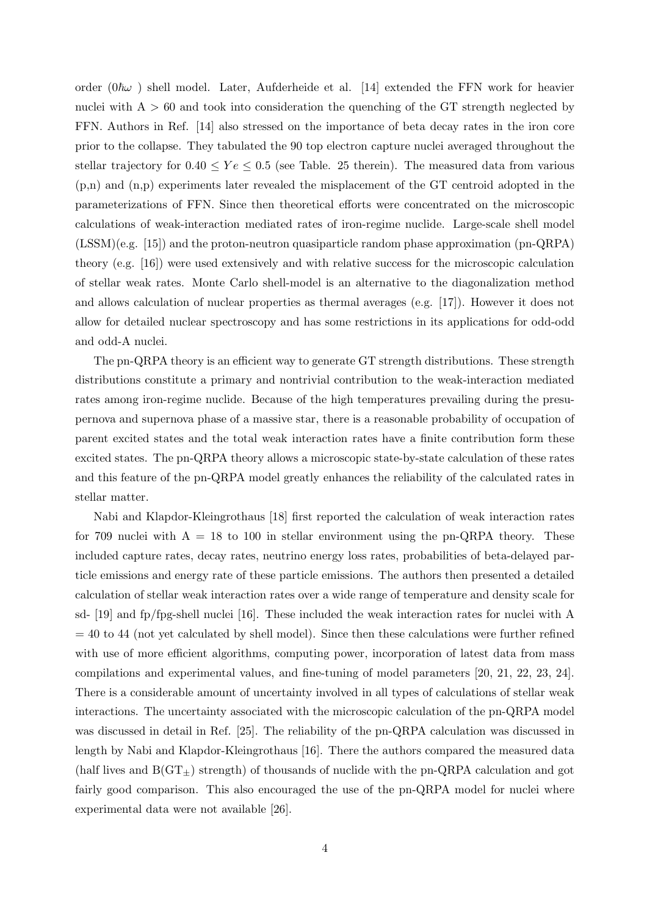order ($0\hbar\omega$ ) shell model. Later, Aufderheide et al. [14] extended the FFN work for heavier nuclei with A $>$ 60 and took into consideration the quenching of the GT strength neglected by FFN. Authors in Ref. [14] also stressed on the importance of beta decay rates in the iron core prior to the collapse. They tabulated the 90 top electron capture nuclei averaged throughout the stellar trajectory for $0.40 \leq Ye \leq 0.5$ (see Table. 25 therein). The measured data from various (p,n) and (n,p) experiments later revealed the misplacement of the GT centroid adopted in the parameterizations of FFN. Since then theoretical efforts were concentrated on the microscopic calculations of weak-interaction mediated rates of iron-regime nuclide. Large-scale shell model (LSSM)(e.g. [15]) and the proton-neutron quasiparticle random phase approximation (pn-QRPA) theory (e.g. [16]) were used extensively and with relative success for the microscopic calculation of stellar weak rates. Monte Carlo shell-model is an alternative to the diagonalization method and allows calculation of nuclear properties as thermal averages (e.g. [17]). However it does not allow for detailed nuclear spectroscopy and has some restrictions in its applications for odd-odd and odd-A nuclei.

The pn-QRPA theory is an efficient way to generate GT strength distributions. These strength distributions constitute a primary and nontrivial contribution to the weak-interaction mediated rates among iron-regime nuclide. Because of the high temperatures prevailing during the presupernova and supernova phase of a massive star, there is a reasonable probability of occupation of parent excited states and the total weak interaction rates have a finite contribution form these excited states. The pn-QRPA theory allows a microscopic state-by-state calculation of these rates and this feature of the pn-QRPA model greatly enhances the reliability of the calculated rates in stellar matter.

Nabi and Klapdor-Kleingrothaus [18] first reported the calculation of weak interaction rates for 709 nuclei with A = 18 to 100 in stellar environment using the pn-QRPA theory. These included capture rates, decay rates, neutrino energy loss rates, probabilities of beta-delayed particle emissions and energy rate of these particle emissions. The authors then presented a detailed calculation of stellar weak interaction rates over a wide range of temperature and density scale for sd- [19] and fp/fpg-shell nuclei [16]. These included the weak interaction rates for nuclei with A = 40 to 44 (not yet calculated by shell model). Since then these calculations were further refined with use of more efficient algorithms, computing power, incorporation of latest data from mass compilations and experimental values, and fine-tuning of model parameters [20, 21, 22, 23, 24]. There is a considerable amount of uncertainty involved in all types of calculations of stellar weak interactions. The uncertainty associated with the microscopic calculation of the pn-QRPA model was discussed in detail in Ref. [25]. The reliability of the pn-QRPA calculation was discussed in length by Nabi and Klapdor-Kleingrothaus [16]. There the authors compared the measured data (half lives and $B(GT_{\pm})$ strength) of thousands of nuclide with the pn-QRPA calculation and got fairly good comparison. This also encouraged the use of the pn-QRPA model for nuclei where experimental data were not available [26].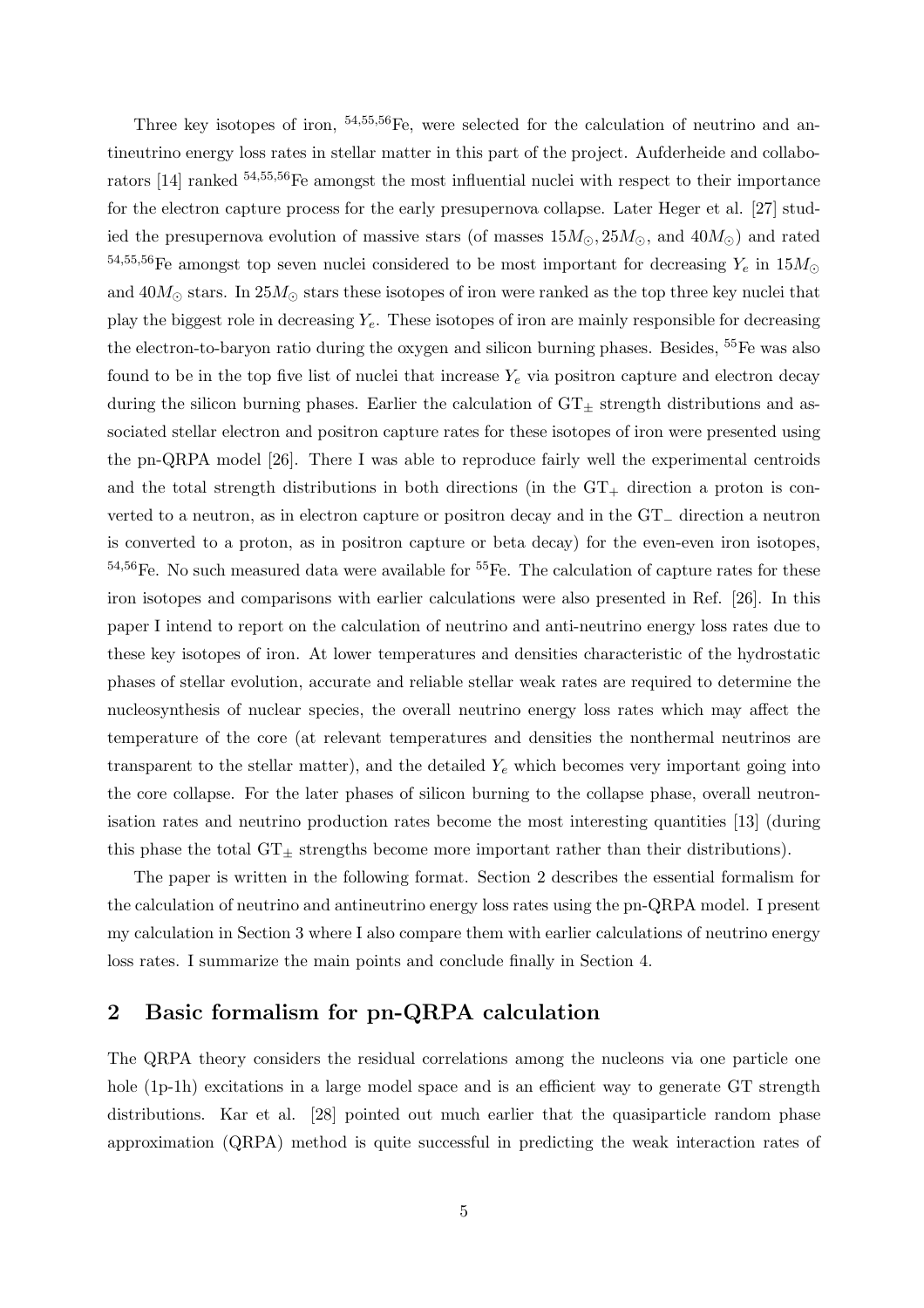Three key isotopes of iron, $^{54,55,56}$Fe, were selected for the calculation of neutrino and antineutrino energy loss rates in stellar matter in this part of the project. Aufderheide and collaborators [14] ranked $^{54,55,56}$Fe amongst the most influential nuclei with respect to their importance for the electron capture process for the early presupernova collapse. Later Heger et al. [27] studied the presupernova evolution of massive stars (of masses $15M_{\odot}, 25M_{\odot}$, and $40M_{\odot}$) and rated $^{54,55,56}$Fe amongst top seven nuclei considered to be most important for decreasing $Y_e$ in $15M_{\odot}$ and $40M_{\odot}$ stars. In $25M_{\odot}$ stars these isotopes of iron were ranked as the top three key nuclei that play the biggest role in decreasing $Y_e$. These isotopes of iron are mainly responsible for decreasing the electron-to-baryon ratio during the oxygen and silicon burning phases. Besides, $^{55}$Fe was also found to be in the top five list of nuclei that increase $Y_e$ via positron capture and electron decay during the silicon burning phases. Earlier the calculation of $\mathrm{GT}_{\pm}$ strength distributions and associated stellar electron and positron capture rates for these isotopes of iron were presented using the pn-QRPA model [26]. There I was able to reproduce fairly well the experimental centroids and the total strength distributions in both directions (in the $\mathrm{GT}_{+}$ direction a proton is converted to a neutron, as in electron capture or positron decay and in the $\mathrm{GT}_{-}$ direction a neutron is converted to a proton, as in positron capture or beta decay) for the even-even iron isotopes, $^{54,56}$Fe. No such measured data were available for $^{55}$Fe. The calculation of capture rates for these iron isotopes and comparisons with earlier calculations were also presented in Ref. [26]. In this paper I intend to report on the calculation of neutrino and anti-neutrino energy loss rates due to these key isotopes of iron. At lower temperatures and densities characteristic of the hydrostatic phases of stellar evolution, accurate and reliable stellar weak rates are required to determine the nucleosynthesis of nuclear species, the overall neutrino energy loss rates which may affect the temperature of the core (at relevant temperatures and densities the nonthermal neutrinos are transparent to the stellar matter), and the detailed $Y_e$ which becomes very important going into the core collapse. For the later phases of silicon burning to the collapse phase, overall neutronisation rates and neutrino production rates become the most interesting quantities [13] (during this phase the total $\mathrm{GT}_{\pm}$ strengths become more important rather than their distributions).

The paper is written in the following format. Section 2 describes the essential formalism for the calculation of neutrino and antineutrino energy loss rates using the pn-QRPA model. I present my calculation in Section 3 where I also compare them with earlier calculations of neutrino energy loss rates. I summarize the main points and conclude finally in Section 4.

## 2 Basic formalism for pn-QRPA calculation

The QRPA theory considers the residual correlations among the nucleons via one particle one hole (1p-1h) excitations in a large model space and is an efficient way to generate GT strength distributions. Kar et al. [28] pointed out much earlier that the quasiparticle random phase approximation (QRPA) method is quite successful in predicting the weak interaction rates of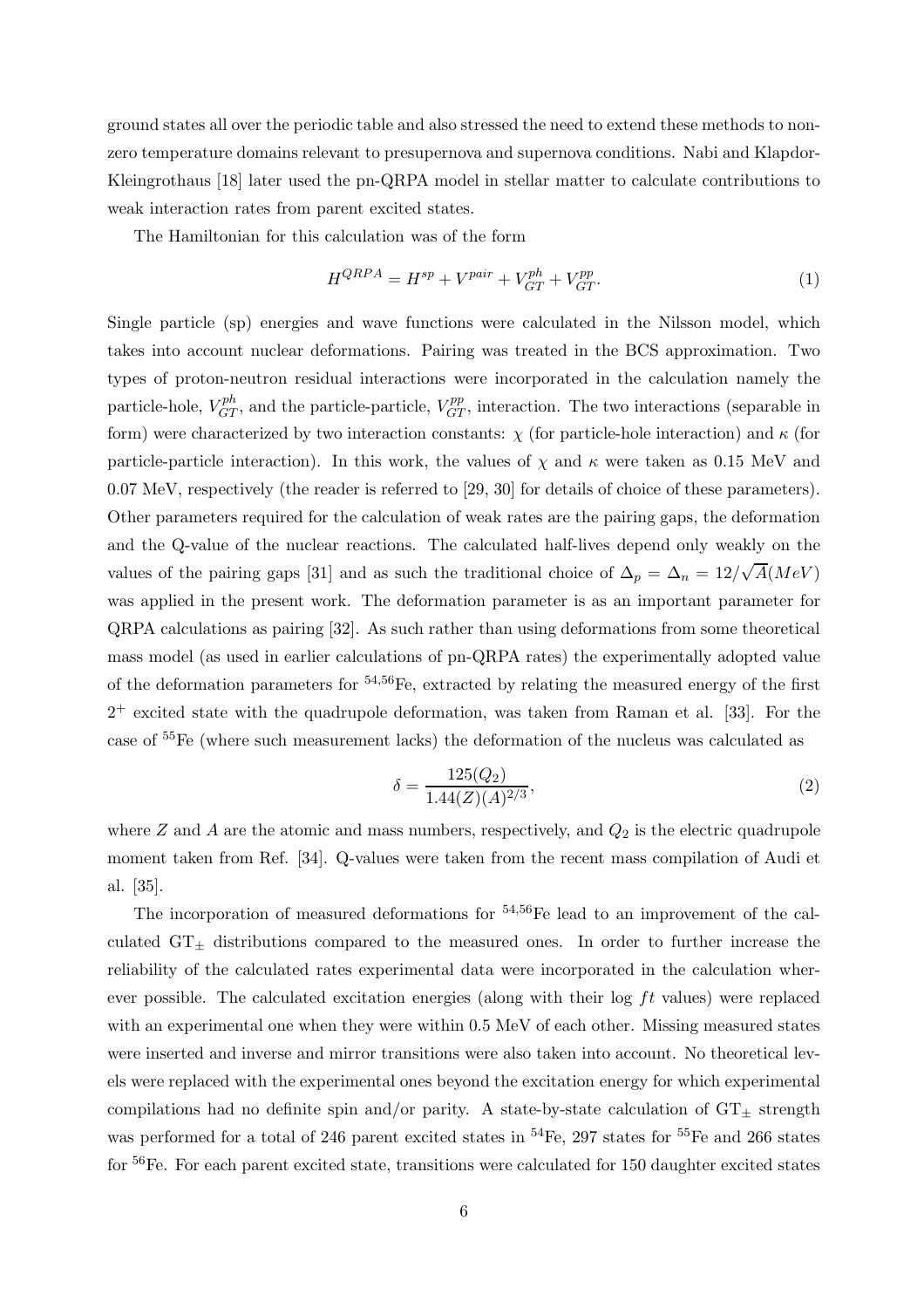ground states all over the periodic table and also stressed the need to extend these methods to non-zero temperature domains relevant to presupernova and supernova conditions. Nabi and Klapdor-Kleingrothaus [18] later used the pn-QRPA model in stellar matter to calculate contributions to weak interaction rates from parent excited states.

The Hamiltonian for this calculation was of the form

$$H^{QRPA} = H^{sp} + V^{pair} + V^{ph}_{GT} + V^{pp}_{GT}. \tag{1}$$

Single particle (sp) energies and wave functions were calculated in the Nilsson model, which takes into account nuclear deformations. Pairing was treated in the BCS approximation. Two types of proton-neutron residual interactions were incorporated in the calculation namely the particle-hole, $V^{ph}_{GT}$, and the particle-particle, $V^{pp}_{GT}$, interaction. The two interactions (separable in form) were characterized by two interaction constants: $\chi$ (for particle-hole interaction) and $\kappa$ (for particle-particle interaction). In this work, the values of $\chi$ and $\kappa$ were taken as 0.15 MeV and 0.07 MeV, respectively (the reader is referred to [29, 30] for details of choice of these parameters). Other parameters required for the calculation of weak rates are the pairing gaps, the deformation and the Q-value of the nuclear reactions. The calculated half-lives depend only weakly on the values of the pairing gaps [31] and as such the traditional choice of $\Delta_p = \Delta_n = 12/\sqrt{A}(MeV)$ was applied in the present work. The deformation parameter is as an important parameter for QRPA calculations as pairing [32]. As such rather than using deformations from some theoretical mass model (as used in earlier calculations of pn-QRPA rates) the experimentally adopted value of the deformation parameters for $^{54,56}$Fe, extracted by relating the measured energy of the first $2^+$ excited state with the quadrupole deformation, was taken from Raman et al. [33]. For the case of $^{55}$Fe (where such measurement lacks) the deformation of the nucleus was calculated as

$$\delta = \frac{125(Q_2)}{1.44(Z)(A)^{2/3}}, \tag{2}$$

where $Z$ and $A$ are the atomic and mass numbers, respectively, and $Q_2$ is the electric quadrupole moment taken from Ref. [34]. Q-values were taken from the recent mass compilation of Audi et al. [35].

The incorporation of measured deformations for $^{54,56}$Fe lead to an improvement of the calculated $GT_\pm$ distributions compared to the measured ones. In order to further increase the reliability of the calculated rates experimental data were incorporated in the calculation wherever possible. The calculated excitation energies (along with their log $ft$ values) were replaced with an experimental one when they were within 0.5 MeV of each other. Missing measured states were inserted and inverse and mirror transitions were also taken into account. No theoretical levels were replaced with the experimental ones beyond the excitation energy for which experimental compilations had no definite spin and/or parity. A state-by-state calculation of $GT_\pm$ strength was performed for a total of 246 parent excited states in $^{54}$Fe, 297 states for $^{55}$Fe and 266 states for $^{56}$Fe. For each parent excited state, transitions were calculated for 150 daughter excited states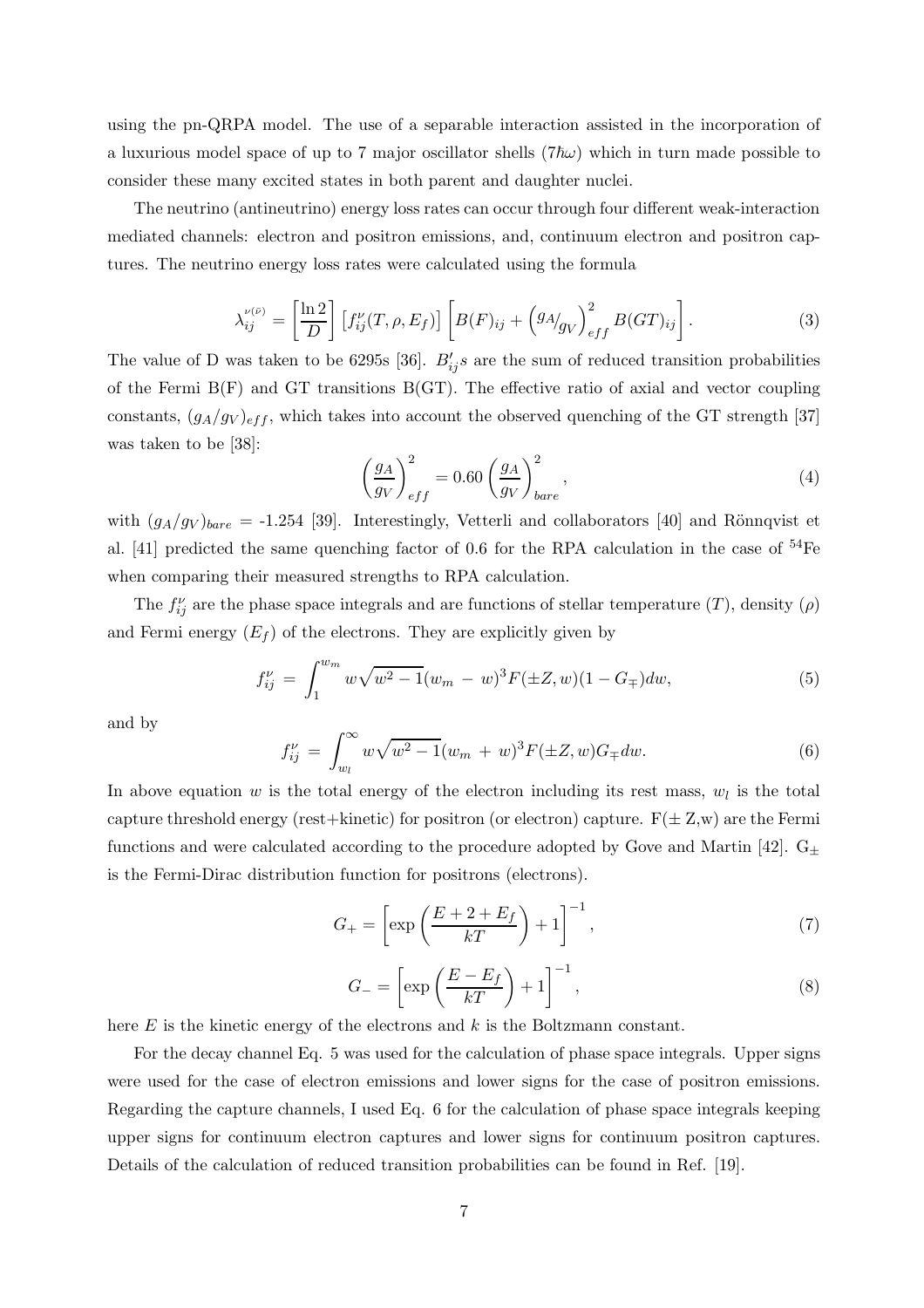using the pn-QRPA model. The use of a separable interaction assisted in the incorporation of a luxurious model space of up to 7 major oscillator shells ($7\hbar\omega$) which in turn made possible to consider these many excited states in both parent and daughter nuclei.

The neutrino (antineutrino) energy loss rates can occur through four different weak-interaction mediated channels: electron and positron emissions, and, continuum electron and positron captures. The neutrino energy loss rates were calculated using the formula

$$\lambda_{ij}^{\nu(\bar{\nu})} = \left[\frac{\ln 2}{D}\right]\left[f_{ij}^{\nu}(T,\rho,E_f)\right]\left[B(F)_{ij} + \left({}^{g_A}\!/_{g_V}\right)^2_{eff} B(GT)_{ij}\right]. \tag{3}$$

The value of D was taken to be 6295s [36]. $B_{ij}'s$ are the sum of reduced transition probabilities of the Fermi B(F) and GT transitions B(GT). The effective ratio of axial and vector coupling constants, $(g_A/g_V)_{eff}$, which takes into account the observed quenching of the GT strength [37] was taken to be [38]:

$$\left(\frac{g_A}{g_V}\right)^2_{eff} = 0.60\left(\frac{g_A}{g_V}\right)^2_{bare}, \tag{4}$$

with $(g_A/g_V)_{bare}$ = -1.254 [39]. Interestingly, Vetterli and collaborators [40] and Rönnqvist et al. [41] predicted the same quenching factor of 0.6 for the RPA calculation in the case of $^{54}$Fe when comparing their measured strengths to RPA calculation.

The $f_{ij}^{\nu}$ are the phase space integrals and are functions of stellar temperature ($T$), density ($\rho$) and Fermi energy ($E_f$) of the electrons. They are explicitly given by

$$f_{ij}^{\nu} = \int_{1}^{w_m} w\sqrt{w^2-1}(w_m - w)^3 F(\pm Z,w)(1-G_{\mp})dw, \tag{5}$$

and by

$$f_{ij}^{\nu} = \int_{w_l}^{\infty} w\sqrt{w^2-1}(w_m + w)^3 F(\pm Z,w)G_{\mp}dw. \tag{6}$$

In above equation $w$ is the total energy of the electron including its rest mass, $w_l$ is the total capture threshold energy (rest+kinetic) for positron (or electron) capture. F($\pm$ Z,w) are the Fermi functions and were calculated according to the procedure adopted by Gove and Martin [42]. $G_{\pm}$ is the Fermi-Dirac distribution function for positrons (electrons).

$$G_{+} = \left[\exp\left(\frac{E+2+E_f}{kT}\right)+1\right]^{-1}, \tag{7}$$

$$G_{-} = \left[\exp\left(\frac{E-E_f}{kT}\right)+1\right]^{-1}, \tag{8}$$

here $E$ is the kinetic energy of the electrons and $k$ is the Boltzmann constant.

For the decay channel Eq. 5 was used for the calculation of phase space integrals. Upper signs were used for the case of electron emissions and lower signs for the case of positron emissions. Regarding the capture channels, I used Eq. 6 for the calculation of phase space integrals keeping upper signs for continuum electron captures and lower signs for continuum positron captures. Details of the calculation of reduced transition probabilities can be found in Ref. [19].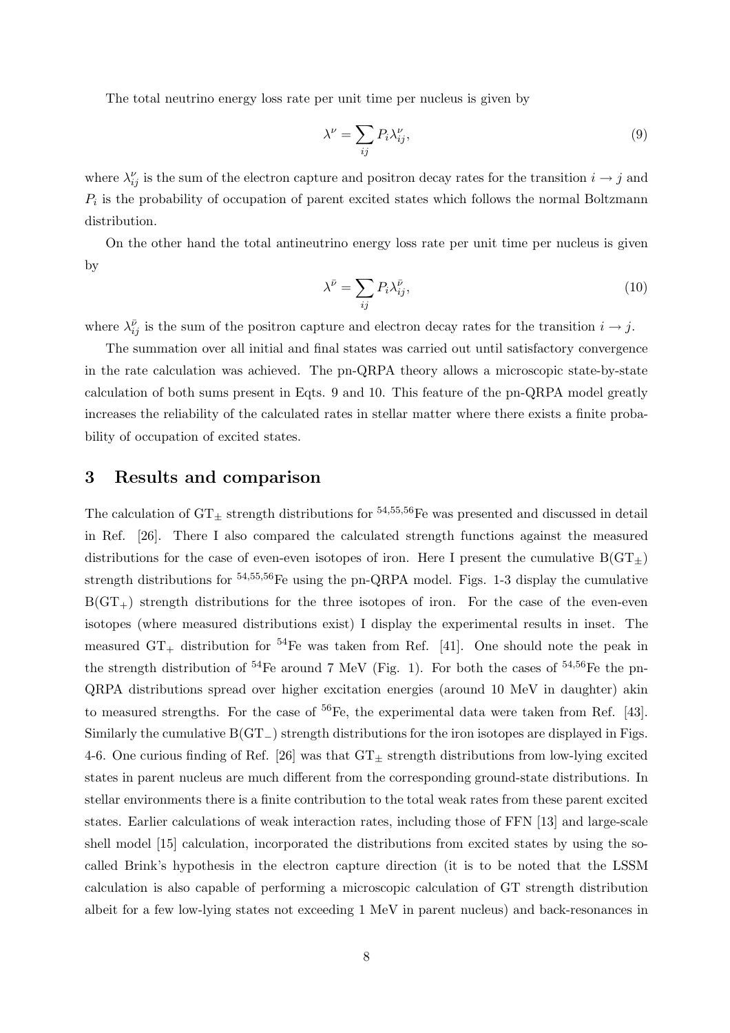The total neutrino energy loss rate per unit time per nucleus is given by

$$\lambda^{\nu} = \sum_{ij} P_i \lambda_{ij}^{\nu}, \tag{9}$$

where $\lambda_{ij}^{\nu}$ is the sum of the electron capture and positron decay rates for the transition $i \rightarrow j$ and $P_i$ is the probability of occupation of parent excited states which follows the normal Boltzmann distribution.

On the other hand the total antineutrino energy loss rate per unit time per nucleus is given by

$$\lambda^{\bar{\nu}} = \sum_{ij} P_i \lambda_{ij}^{\bar{\nu}}, \tag{10}$$

where $\lambda_{ij}^{\bar{\nu}}$ is the sum of the positron capture and electron decay rates for the transition $i \rightarrow j$.

The summation over all initial and final states was carried out until satisfactory convergence in the rate calculation was achieved. The pn-QRPA theory allows a microscopic state-by-state calculation of both sums present in Eqts. 9 and 10. This feature of the pn-QRPA model greatly increases the reliability of the calculated rates in stellar matter where there exists a finite probability of occupation of excited states.

## 3 Results and comparison

The calculation of $GT_{\pm}$ strength distributions for $^{54,55,56}$Fe was presented and discussed in detail in Ref. [26]. There I also compared the calculated strength functions against the measured distributions for the case of even-even isotopes of iron. Here I present the cumulative $B(GT_{\pm})$ strength distributions for $^{54,55,56}$Fe using the pn-QRPA model. Figs. 1-3 display the cumulative $B(GT_{+})$ strength distributions for the three isotopes of iron. For the case of the even-even isotopes (where measured distributions exist) I display the experimental results in inset. The measured $GT_{+}$ distribution for $^{54}$Fe was taken from Ref. [41]. One should note the peak in the strength distribution of $^{54}$Fe around 7 MeV (Fig. 1). For both the cases of $^{54,56}$Fe the pn-QRPA distributions spread over higher excitation energies (around 10 MeV in daughter) akin to measured strengths. For the case of $^{56}$Fe, the experimental data were taken from Ref. [43]. Similarly the cumulative $B(GT_{-})$ strength distributions for the iron isotopes are displayed in Figs. 4-6. One curious finding of Ref. [26] was that $GT_{\pm}$ strength distributions from low-lying excited states in parent nucleus are much different from the corresponding ground-state distributions. In stellar environments there is a finite contribution to the total weak rates from these parent excited states. Earlier calculations of weak interaction rates, including those of FFN [13] and large-scale shell model [15] calculation, incorporated the distributions from excited states by using the so-called Brink's hypothesis in the electron capture direction (it is to be noted that the LSSM calculation is also capable of performing a microscopic calculation of GT strength distribution albeit for a few low-lying states not exceeding 1 MeV in parent nucleus) and back-resonances in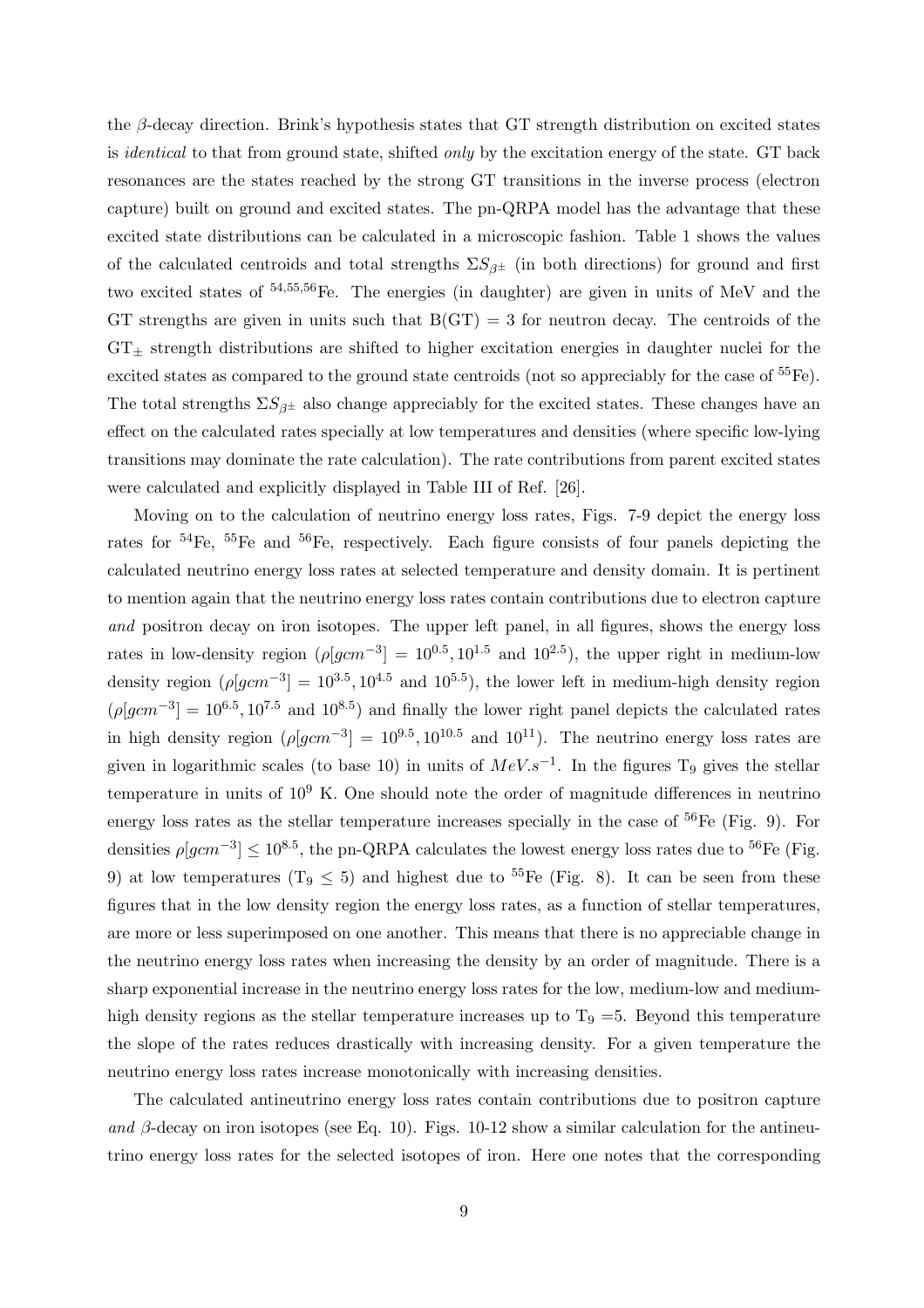the $\beta$-decay direction. Brink's hypothesis states that GT strength distribution on excited states is *identical* to that from ground state, shifted *only* by the excitation energy of the state. GT back resonances are the states reached by the strong GT transitions in the inverse process (electron capture) built on ground and excited states. The pn-QRPA model has the advantage that these excited state distributions can be calculated in a microscopic fashion. Table 1 shows the values of the calculated centroids and total strengths $\Sigma S_{\beta\pm}$ (in both directions) for ground and first two excited states of $^{54,55,56}$Fe. The energies (in daughter) are given in units of MeV and the GT strengths are given in units such that B(GT) = 3 for neutron decay. The centroids of the $\mathrm{GT}_{\pm}$ strength distributions are shifted to higher excitation energies in daughter nuclei for the excited states as compared to the ground state centroids (not so appreciably for the case of $^{55}$Fe). The total strengths $\Sigma S_{\beta\pm}$ also change appreciably for the excited states. These changes have an effect on the calculated rates specially at low temperatures and densities (where specific low-lying transitions may dominate the rate calculation). The rate contributions from parent excited states were calculated and explicitly displayed in Table III of Ref. [26].

Moving on to the calculation of neutrino energy loss rates, Figs. 7-9 depict the energy loss rates for $^{54}$Fe, $^{55}$Fe and $^{56}$Fe, respectively. Each figure consists of four panels depicting the calculated neutrino energy loss rates at selected temperature and density domain. It is pertinent to mention again that the neutrino energy loss rates contain contributions due to electron capture *and* positron decay on iron isotopes. The upper left panel, in all figures, shows the energy loss rates in low-density region ($\rho[gcm^{-3}] = 10^{0.5}, 10^{1.5}$ and $10^{2.5}$), the upper right in medium-low density region ($\rho[gcm^{-3}] = 10^{3.5}, 10^{4.5}$ and $10^{5.5}$), the lower left in medium-high density region ($\rho[gcm^{-3}] = 10^{6.5}, 10^{7.5}$ and $10^{8.5}$) and finally the lower right panel depicts the calculated rates in high density region ($\rho[gcm^{-3}] = 10^{9.5}, 10^{10.5}$ and $10^{11}$). The neutrino energy loss rates are given in logarithmic scales (to base 10) in units of $MeV.s^{-1}$. In the figures $\mathrm{T}_9$ gives the stellar temperature in units of $10^9$ K. One should note the order of magnitude differences in neutrino energy loss rates as the stellar temperature increases specially in the case of $^{56}$Fe (Fig. 9). For densities $\rho[gcm^{-3}] \leq 10^{8.5}$, the pn-QRPA calculates the lowest energy loss rates due to $^{56}$Fe (Fig. 9) at low temperatures ($\mathrm{T}_9 \leq 5$) and highest due to $^{55}$Fe (Fig. 8). It can be seen from these figures that in the low density region the energy loss rates, as a function of stellar temperatures, are more or less superimposed on one another. This means that there is no appreciable change in the neutrino energy loss rates when increasing the density by an order of magnitude. There is a sharp exponential increase in the neutrino energy loss rates for the low, medium-low and medium-high density regions as the stellar temperature increases up to $\mathrm{T}_9$ =5. Beyond this temperature the slope of the rates reduces drastically with increasing density. For a given temperature the neutrino energy loss rates increase monotonically with increasing densities.

The calculated antineutrino energy loss rates contain contributions due to positron capture *and* $\beta$-decay on iron isotopes (see Eq. 10). Figs. 10-12 show a similar calculation for the antineutrino energy loss rates for the selected isotopes of iron. Here one notes that the corresponding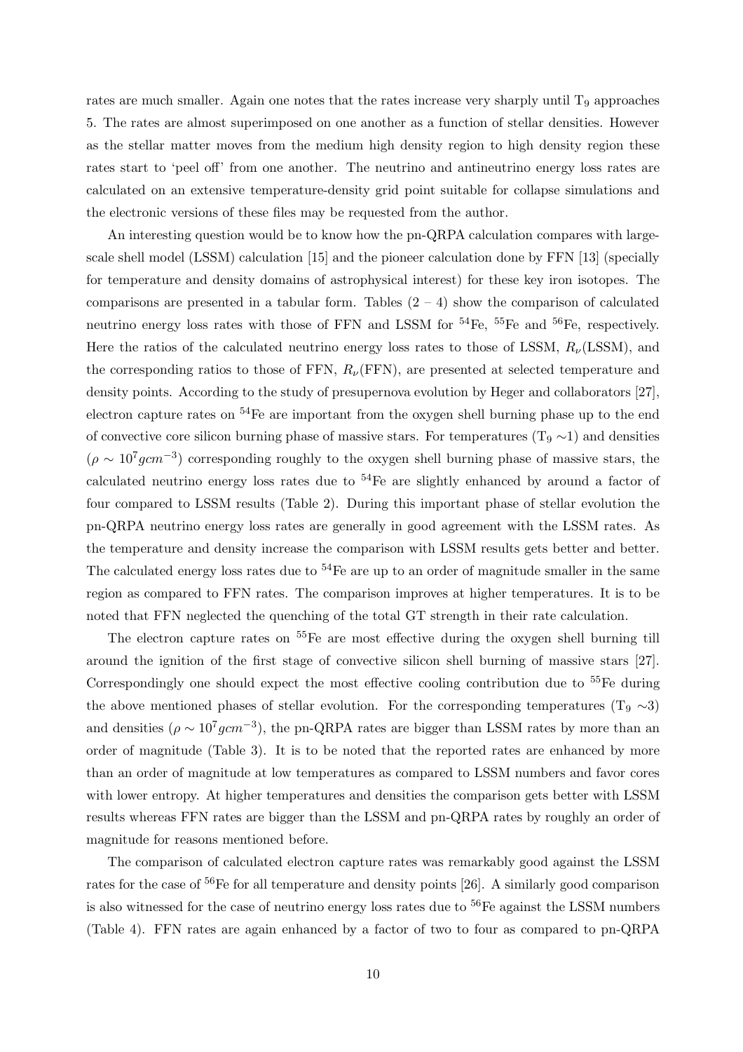rates are much smaller. Again one notes that the rates increase very sharply until $T_9$ approaches 5. The rates are almost superimposed on one another as a function of stellar densities. However as the stellar matter moves from the medium high density region to high density region these rates start to 'peel off' from one another. The neutrino and antineutrino energy loss rates are calculated on an extensive temperature-density grid point suitable for collapse simulations and the electronic versions of these files may be requested from the author.

An interesting question would be to know how the pn-QRPA calculation compares with large-scale shell model (LSSM) calculation [15] and the pioneer calculation done by FFN [13] (specially for temperature and density domains of astrophysical interest) for these key iron isotopes. The comparisons are presented in a tabular form. Tables (2 – 4) show the comparison of calculated neutrino energy loss rates with those of FFN and LSSM for $^{54}$Fe, $^{55}$Fe and $^{56}$Fe, respectively. Here the ratios of the calculated neutrino energy loss rates to those of LSSM, $R_\nu$(LSSM), and the corresponding ratios to those of FFN, $R_\nu$(FFN), are presented at selected temperature and density points. According to the study of presupernova evolution by Heger and collaborators [27], electron capture rates on $^{54}$Fe are important from the oxygen shell burning phase up to the end of convective core silicon burning phase of massive stars. For temperatures ($T_9$ ∼1) and densities ($\rho \sim 10^7 gcm^{-3}$) corresponding roughly to the oxygen shell burning phase of massive stars, the calculated neutrino energy loss rates due to $^{54}$Fe are slightly enhanced by around a factor of four compared to LSSM results (Table 2). During this important phase of stellar evolution the pn-QRPA neutrino energy loss rates are generally in good agreement with the LSSM rates. As the temperature and density increase the comparison with LSSM results gets better and better. The calculated energy loss rates due to $^{54}$Fe are up to an order of magnitude smaller in the same region as compared to FFN rates. The comparison improves at higher temperatures. It is to be noted that FFN neglected the quenching of the total GT strength in their rate calculation.

The electron capture rates on $^{55}$Fe are most effective during the oxygen shell burning till around the ignition of the first stage of convective silicon shell burning of massive stars [27]. Correspondingly one should expect the most effective cooling contribution due to $^{55}$Fe during the above mentioned phases of stellar evolution. For the corresponding temperatures ($T_9$ ∼3) and densities ($\rho \sim 10^7 gcm^{-3}$), the pn-QRPA rates are bigger than LSSM rates by more than an order of magnitude (Table 3). It is to be noted that the reported rates are enhanced by more than an order of magnitude at low temperatures as compared to LSSM numbers and favor cores with lower entropy. At higher temperatures and densities the comparison gets better with LSSM results whereas FFN rates are bigger than the LSSM and pn-QRPA rates by roughly an order of magnitude for reasons mentioned before.

The comparison of calculated electron capture rates was remarkably good against the LSSM rates for the case of $^{56}$Fe for all temperature and density points [26]. A similarly good comparison is also witnessed for the case of neutrino energy loss rates due to $^{56}$Fe against the LSSM numbers (Table 4). FFN rates are again enhanced by a factor of two to four as compared to pn-QRPA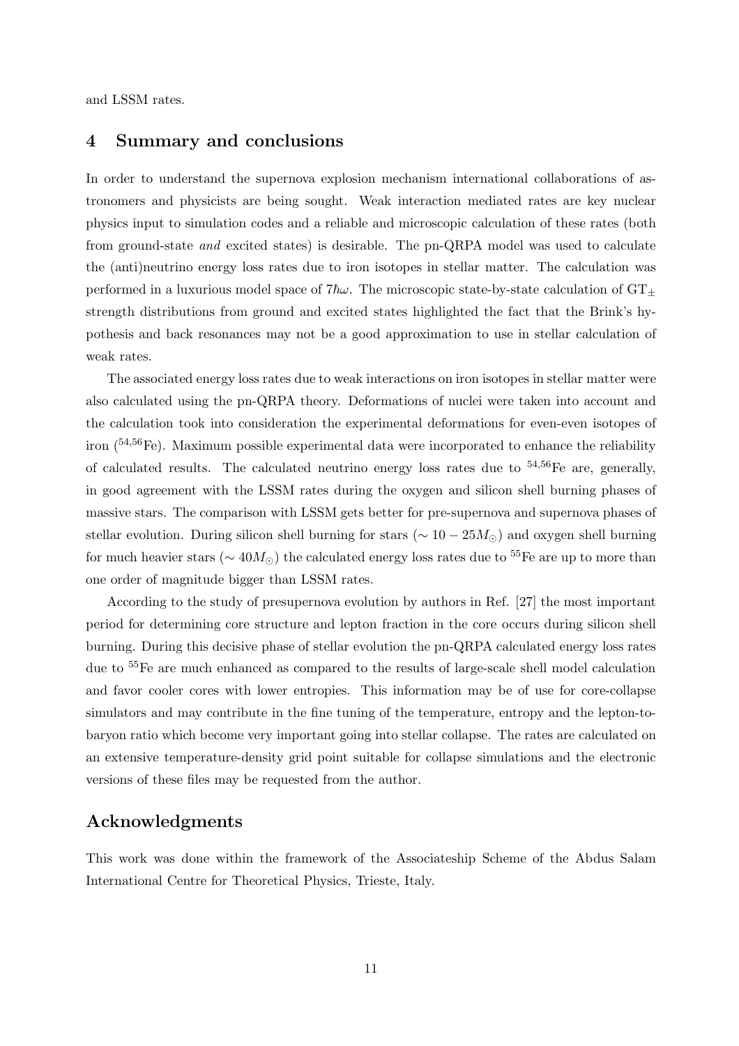and LSSM rates.

## 4 Summary and conclusions

In order to understand the supernova explosion mechanism international collaborations of astronomers and physicists are being sought. Weak interaction mediated rates are key nuclear physics input to simulation codes and a reliable and microscopic calculation of these rates (both from ground-state *and* excited states) is desirable. The pn-QRPA model was used to calculate the (anti)neutrino energy loss rates due to iron isotopes in stellar matter. The calculation was performed in a luxurious model space of $7\hbar\omega$. The microscopic state-by-state calculation of $GT_{\pm}$ strength distributions from ground and excited states highlighted the fact that the Brink's hypothesis and back resonances may not be a good approximation to use in stellar calculation of weak rates.

The associated energy loss rates due to weak interactions on iron isotopes in stellar matter were also calculated using the pn-QRPA theory. Deformations of nuclei were taken into account and the calculation took into consideration the experimental deformations for even-even isotopes of iron ($^{54,56}$Fe). Maximum possible experimental data were incorporated to enhance the reliability of calculated results. The calculated neutrino energy loss rates due to $^{54,56}$Fe are, generally, in good agreement with the LSSM rates during the oxygen and silicon shell burning phases of massive stars. The comparison with LSSM gets better for pre-supernova and supernova phases of stellar evolution. During silicon shell burning for stars ($\sim 10-25M_{\odot}$) and oxygen shell burning for much heavier stars ($\sim 40M_{\odot}$) the calculated energy loss rates due to $^{55}$Fe are up to more than one order of magnitude bigger than LSSM rates.

According to the study of presupernova evolution by authors in Ref. [27] the most important period for determining core structure and lepton fraction in the core occurs during silicon shell burning. During this decisive phase of stellar evolution the pn-QRPA calculated energy loss rates due to $^{55}$Fe are much enhanced as compared to the results of large-scale shell model calculation and favor cooler cores with lower entropies. This information may be of use for core-collapse simulators and may contribute in the fine tuning of the temperature, entropy and the lepton-to-baryon ratio which become very important going into stellar collapse. The rates are calculated on an extensive temperature-density grid point suitable for collapse simulations and the electronic versions of these files may be requested from the author.

## Acknowledgments

This work was done within the framework of the Associateship Scheme of the Abdus Salam International Centre for Theoretical Physics, Trieste, Italy.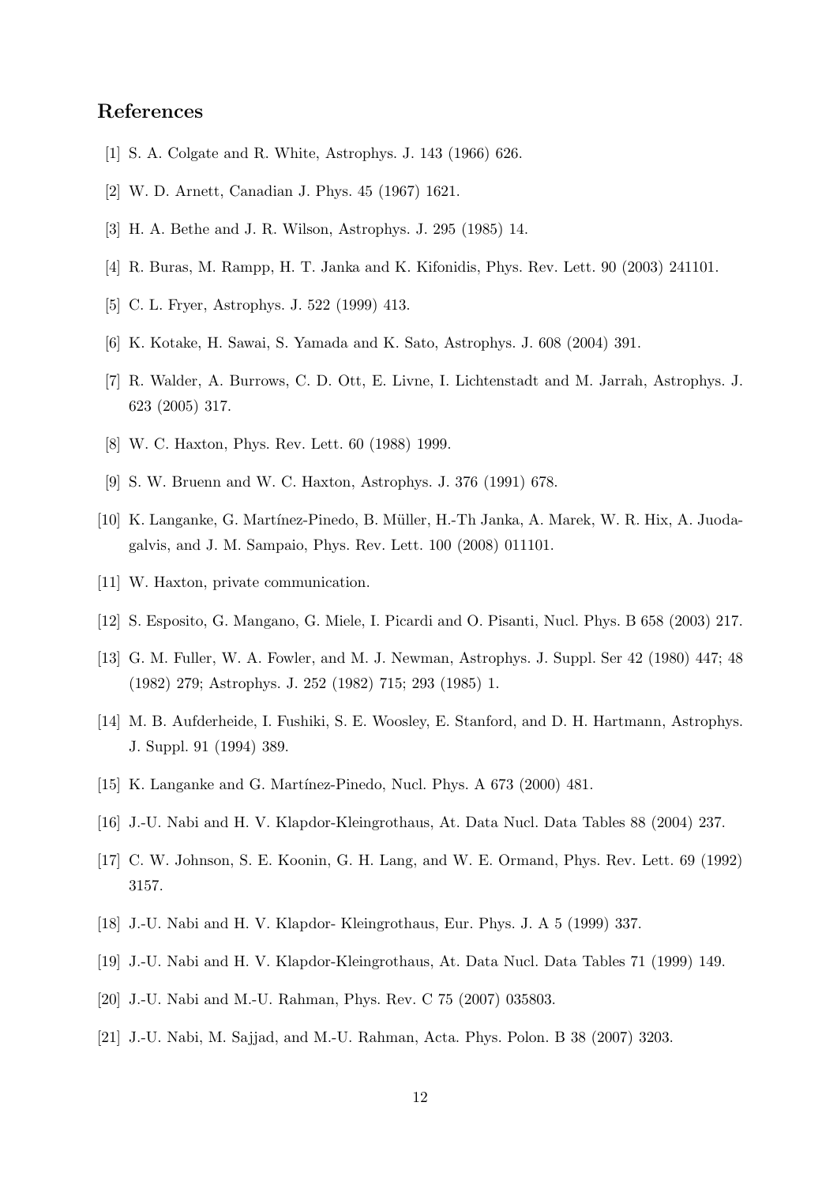## References

[1] S. A. Colgate and R. White, Astrophys. J. 143 (1966) 626.

[2] W. D. Arnett, Canadian J. Phys. 45 (1967) 1621.

[3] H. A. Bethe and J. R. Wilson, Astrophys. J. 295 (1985) 14.

[4] R. Buras, M. Rampp, H. T. Janka and K. Kifonidis, Phys. Rev. Lett. 90 (2003) 241101.

[5] C. L. Fryer, Astrophys. J. 522 (1999) 413.

[6] K. Kotake, H. Sawai, S. Yamada and K. Sato, Astrophys. J. 608 (2004) 391.

[7] R. Walder, A. Burrows, C. D. Ott, E. Livne, I. Lichtenstadt and M. Jarrah, Astrophys. J. 623 (2005) 317.

[8] W. C. Haxton, Phys. Rev. Lett. 60 (1988) 1999.

[9] S. W. Bruenn and W. C. Haxton, Astrophys. J. 376 (1991) 678.

[10] K. Langanke, G. Martínez-Pinedo, B. Müller, H.-Th Janka, A. Marek, W. R. Hix, A. Juodagalvis, and J. M. Sampaio, Phys. Rev. Lett. 100 (2008) 011101.

[11] W. Haxton, private communication.

[12] S. Esposito, G. Mangano, G. Miele, I. Picardi and O. Pisanti, Nucl. Phys. B 658 (2003) 217.

[13] G. M. Fuller, W. A. Fowler, and M. J. Newman, Astrophys. J. Suppl. Ser 42 (1980) 447; 48 (1982) 279; Astrophys. J. 252 (1982) 715; 293 (1985) 1.

[14] M. B. Aufderheide, I. Fushiki, S. E. Woosley, E. Stanford, and D. H. Hartmann, Astrophys. J. Suppl. 91 (1994) 389.

[15] K. Langanke and G. Martínez-Pinedo, Nucl. Phys. A 673 (2000) 481.

[16] J.-U. Nabi and H. V. Klapdor-Kleingrothaus, At. Data Nucl. Data Tables 88 (2004) 237.

[17] C. W. Johnson, S. E. Koonin, G. H. Lang, and W. E. Ormand, Phys. Rev. Lett. 69 (1992) 3157.

[18] J.-U. Nabi and H. V. Klapdor- Kleingrothaus, Eur. Phys. J. A 5 (1999) 337.

[19] J.-U. Nabi and H. V. Klapdor-Kleingrothaus, At. Data Nucl. Data Tables 71 (1999) 149.

[20] J.-U. Nabi and M.-U. Rahman, Phys. Rev. C 75 (2007) 035803.

[21] J.-U. Nabi, M. Sajjad, and M.-U. Rahman, Acta. Phys. Polon. B 38 (2007) 3203.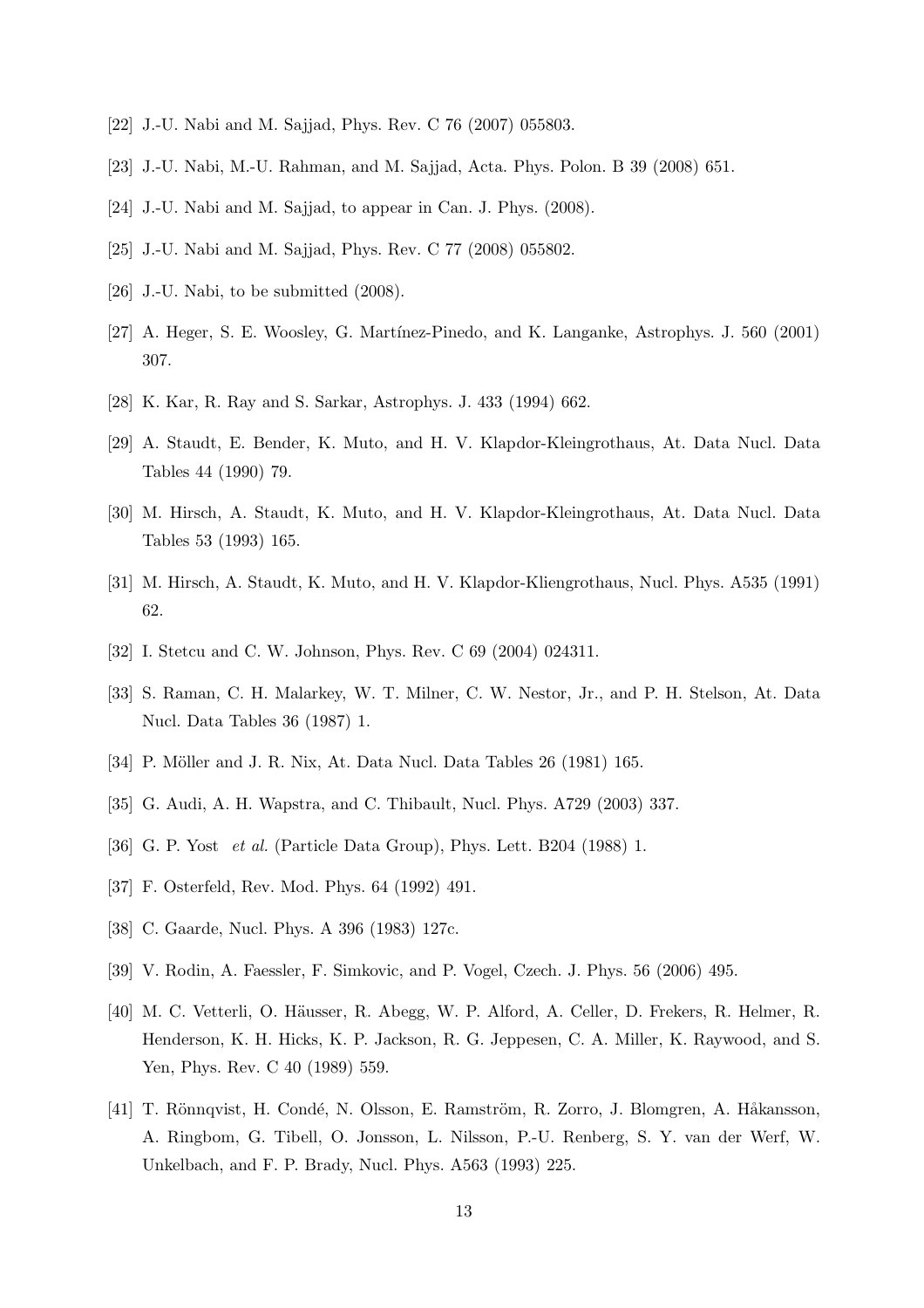[22] J.-U. Nabi and M. Sajjad, Phys. Rev. C 76 (2007) 055803.

[23] J.-U. Nabi, M.-U. Rahman, and M. Sajjad, Acta. Phys. Polon. B 39 (2008) 651.

[24] J.-U. Nabi and M. Sajjad, to appear in Can. J. Phys. (2008).

[25] J.-U. Nabi and M. Sajjad, Phys. Rev. C 77 (2008) 055802.

[26] J.-U. Nabi, to be submitted (2008).

[27] A. Heger, S. E. Woosley, G. Martínez-Pinedo, and K. Langanke, Astrophys. J. 560 (2001) 307.

[28] K. Kar, R. Ray and S. Sarkar, Astrophys. J. 433 (1994) 662.

[29] A. Staudt, E. Bender, K. Muto, and H. V. Klapdor-Kleingrothaus, At. Data Nucl. Data Tables 44 (1990) 79.

[30] M. Hirsch, A. Staudt, K. Muto, and H. V. Klapdor-Kleingrothaus, At. Data Nucl. Data Tables 53 (1993) 165.

[31] M. Hirsch, A. Staudt, K. Muto, and H. V. Klapdor-Kliengrothaus, Nucl. Phys. A535 (1991) 62.

[32] I. Stetcu and C. W. Johnson, Phys. Rev. C 69 (2004) 024311.

[33] S. Raman, C. H. Malarkey, W. T. Milner, C. W. Nestor, Jr., and P. H. Stelson, At. Data Nucl. Data Tables 36 (1987) 1.

[34] P. Möller and J. R. Nix, At. Data Nucl. Data Tables 26 (1981) 165.

[35] G. Audi, A. H. Wapstra, and C. Thibault, Nucl. Phys. A729 (2003) 337.

[36] G. P. Yost *et al.* (Particle Data Group), Phys. Lett. B204 (1988) 1.

[37] F. Osterfeld, Rev. Mod. Phys. 64 (1992) 491.

[38] C. Gaarde, Nucl. Phys. A 396 (1983) 127c.

[39] V. Rodin, A. Faessler, F. Simkovic, and P. Vogel, Czech. J. Phys. 56 (2006) 495.

[40] M. C. Vetterli, O. Häusser, R. Abegg, W. P. Alford, A. Celler, D. Frekers, R. Helmer, R. Henderson, K. H. Hicks, K. P. Jackson, R. G. Jeppesen, C. A. Miller, K. Raywood, and S. Yen, Phys. Rev. C 40 (1989) 559.

[41] T. Rönnqvist, H. Condé, N. Olsson, E. Ramström, R. Zorro, J. Blomgren, A. Håkansson, A. Ringbom, G. Tibell, O. Jonsson, L. Nilsson, P.-U. Renberg, S. Y. van der Werf, W. Unkelbach, and F. P. Brady, Nucl. Phys. A563 (1993) 225.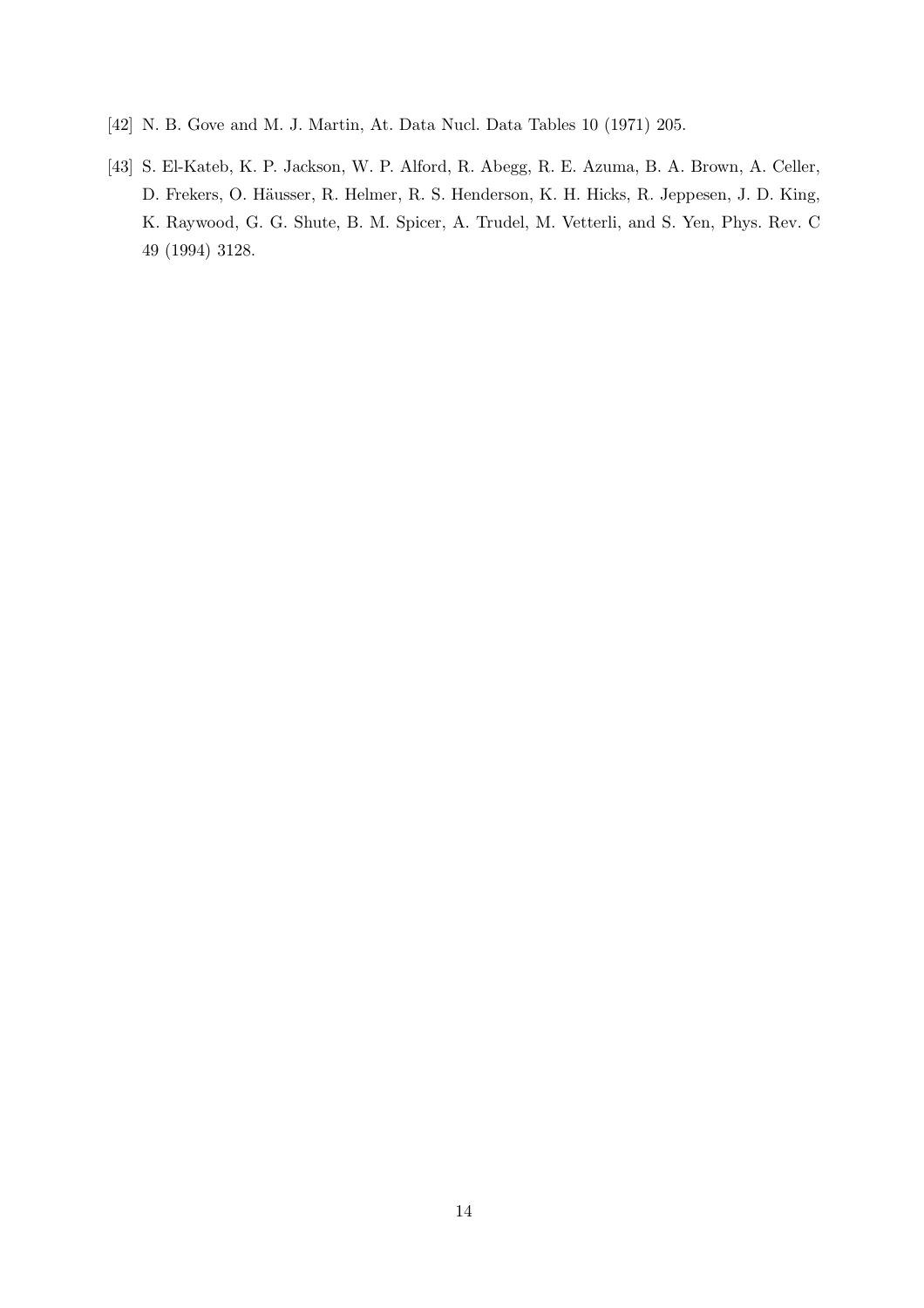[42] N. B. Gove and M. J. Martin, At. Data Nucl. Data Tables 10 (1971) 205.

[43] S. El-Kateb, K. P. Jackson, W. P. Alford, R. Abegg, R. E. Azuma, B. A. Brown, A. Celler, D. Frekers, O. Häusser, R. Helmer, R. S. Henderson, K. H. Hicks, R. Jeppesen, J. D. King, K. Raywood, G. G. Shute, B. M. Spicer, A. Trudel, M. Vetterli, and S. Yen, Phys. Rev. C 49 (1994) 3128.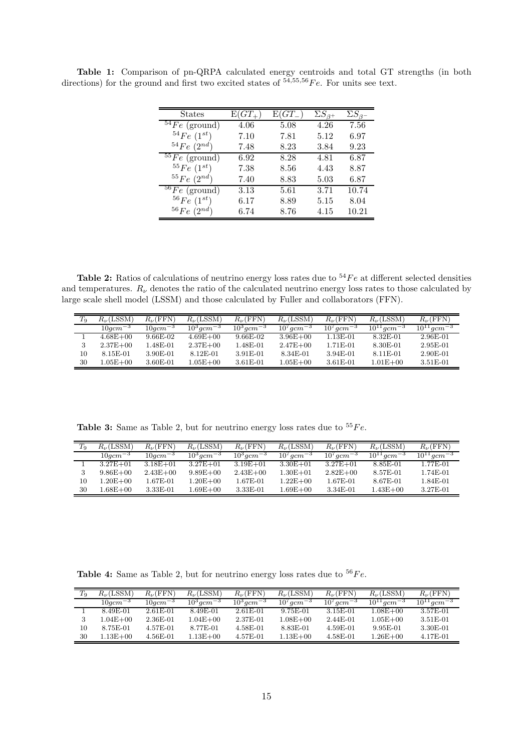**Table 1:** Comparison of pn-QRPA calculated energy centroids and total GT strengths (in both directions) for the ground and first two excited states of $^{54,55,56}Fe$. For units see text.

| States | $\mathrm{E}(GT_+)$ | $\mathrm{E}(GT_-)$ | $\Sigma S_{\beta^+}$ | $\Sigma S_{\beta^-}$ |
|---|---|---|---|---|
| $^{54}Fe$ (ground) | 4.06 | 5.08 | 4.26 | 7.56 |
| $^{54}Fe$ ($1^{st}$) | 7.10 | 7.81 | 5.12 | 6.97 |
| $^{54}Fe$ ($2^{nd}$) | 7.48 | 8.23 | 3.84 | 9.23 |
| $^{55}Fe$ (ground) | 6.92 | 8.28 | 4.81 | 6.87 |
| $^{55}Fe$ ($1^{st}$) | 7.38 | 8.56 | 4.43 | 8.87 |
| $^{55}Fe$ ($2^{nd}$) | 7.40 | 8.83 | 5.03 | 6.87 |
| $^{56}Fe$ (ground) | 3.13 | 5.61 | 3.71 | 10.74 |
| $^{56}Fe$ ($1^{st}$) | 6.17 | 8.89 | 5.15 | 8.04 |
| $^{56}Fe$ ($2^{nd}$) | 6.74 | 8.76 | 4.15 | 10.21 |

**Table 2:** Ratios of calculations of neutrino energy loss rates due to $^{54}Fe$ at different selected densities and temperatures. $R_\nu$ denotes the ratio of the calculated neutrino energy loss rates to those calculated by large scale shell model (LSSM) and those calculated by Fuller and collaborators (FFN).

| $T_9$ | $R_\nu$(LSSM) | $R_\nu$(FFN) | $R_\nu$(LSSM) | $R_\nu$(FFN) | $R_\nu$(LSSM) | $R_\nu$(FFN) | $R_\nu$(LSSM) | $R_\nu$(FFN) |
|---|---|---|---|---|---|---|---|---|
| | $10gcm^{-3}$ | $10gcm^{-3}$ | $10^3gcm^{-3}$ | $10^3gcm^{-3}$ | $10^7gcm^{-3}$ | $10^7gcm^{-3}$ | $10^{11}gcm^{-3}$ | $10^{11}gcm^{-3}$ |
| 1 | 4.68E+00 | 9.66E-02 | 4.69E+00 | 9.66E-02 | 3.96E+00 | 1.13E-01 | 8.32E-01 | 2.96E-01 |
| 3 | 2.37E+00 | 1.48E-01 | 2.37E+00 | 1.48E-01 | 2.47E+00 | 1.71E-01 | 8.30E-01 | 2.95E-01 |
| 10 | 8.15E-01 | 3.90E-01 | 8.12E-01 | 3.91E-01 | 8.34E-01 | 3.94E-01 | 8.11E-01 | 2.90E-01 |
| 30 | 1.05E+00 | 3.60E-01 | 1.05E+00 | 3.61E-01 | 1.05E+00 | 3.61E-01 | 1.01E+00 | 3.51E-01 |

**Table 3:** Same as Table 2, but for neutrino energy loss rates due to $^{55}Fe$.

| $T_9$ | $R_\nu$(LSSM) | $R_\nu$(FFN) | $R_\nu$(LSSM) | $R_\nu$(FFN) | $R_\nu$(LSSM) | $R_\nu$(FFN) | $R_\nu$(LSSM) | $R_\nu$(FFN) |
|---|---|---|---|---|---|---|---|---|
| | $10gcm^{-3}$ | $10gcm^{-3}$ | $10^3gcm^{-3}$ | $10^3gcm^{-3}$ | $10^7gcm^{-3}$ | $10^7gcm^{-3}$ | $10^{11}gcm^{-3}$ | $10^{11}gcm^{-3}$ |
| 1 | 3.27E+01 | 3.18E+01 | 3.27E+01 | 3.19E+01 | 3.30E+01 | 3.27E+01 | 8.85E-01 | 1.77E-01 |
| 3 | 9.86E+00 | 2.43E+00 | 9.89E+00 | 2.43E+00 | 1.30E+01 | 2.82E+00 | 8.57E-01 | 1.74E-01 |
| 10 | 1.20E+00 | 1.67E-01 | 1.20E+00 | 1.67E-01 | 1.22E+00 | 1.67E-01 | 8.67E-01 | 1.84E-01 |
| 30 | 1.68E+00 | 3.33E-01 | 1.69E+00 | 3.33E-01 | 1.69E+00 | 3.34E-01 | 1.43E+00 | 3.27E-01 |

**Table 4:** Same as Table 2, but for neutrino energy loss rates due to $^{56}Fe$.

| $T_9$ | $R_\nu$(LSSM) | $R_\nu$(FFN) | $R_\nu$(LSSM) | $R_\nu$(FFN) | $R_\nu$(LSSM) | $R_\nu$(FFN) | $R_\nu$(LSSM) | $R_\nu$(FFN) |
|---|---|---|---|---|---|---|---|---|
| | $10gcm^{-3}$ | $10gcm^{-3}$ | $10^3gcm^{-3}$ | $10^3gcm^{-3}$ | $10^7gcm^{-3}$ | $10^7gcm^{-3}$ | $10^{11}gcm^{-3}$ | $10^{11}gcm^{-3}$ |
| 1 | 8.49E-01 | 2.61E-01 | 8.49E-01 | 2.61E-01 | 9.75E-01 | 3.15E-01 | 1.08E+00 | 3.57E-01 |
| 3 | 1.04E+00 | 2.36E-01 | 1.04E+00 | 2.37E-01 | 1.08E+00 | 2.44E-01 | 1.05E+00 | 3.51E-01 |
| 10 | 8.75E-01 | 4.57E-01 | 8.77E-01 | 4.58E-01 | 8.83E-01 | 4.59E-01 | 9.95E-01 | 3.30E-01 |
| 30 | 1.13E+00 | 4.56E-01 | 1.13E+00 | 4.57E-01 | 1.13E+00 | 4.58E-01 | 1.26E+00 | 4.17E-01 |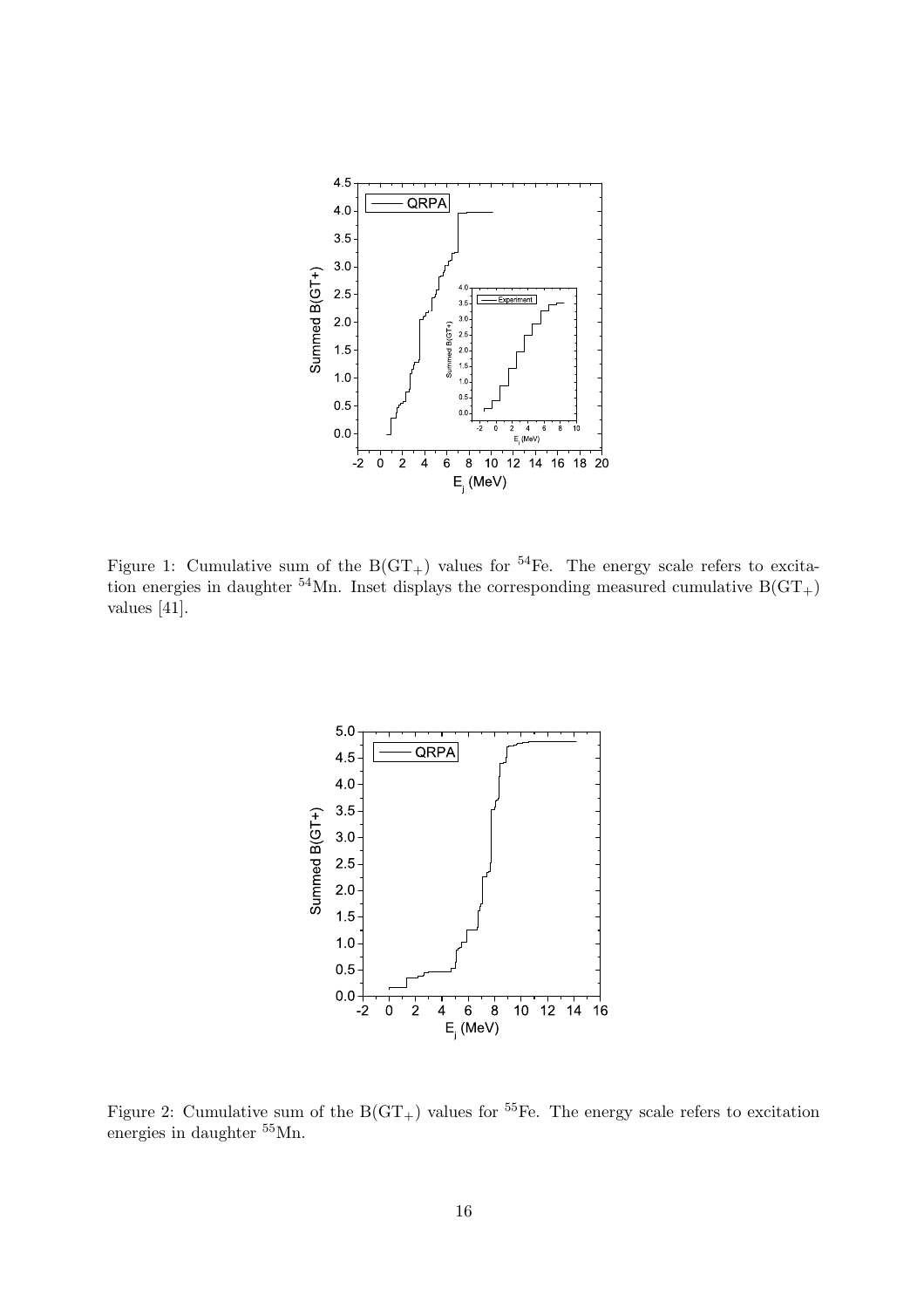Figure 1: Cumulative sum of the $B(GT_+)$ values for $^{54}$Fe. The energy scale refers to excitation energies in daughter $^{54}$Mn. Inset displays the corresponding measured cumulative $B(GT_+)$ values [41].

Figure 2: Cumulative sum of the $B(GT_+)$ values for $^{55}$Fe. The energy scale refers to excitation energies in daughter $^{55}$Mn.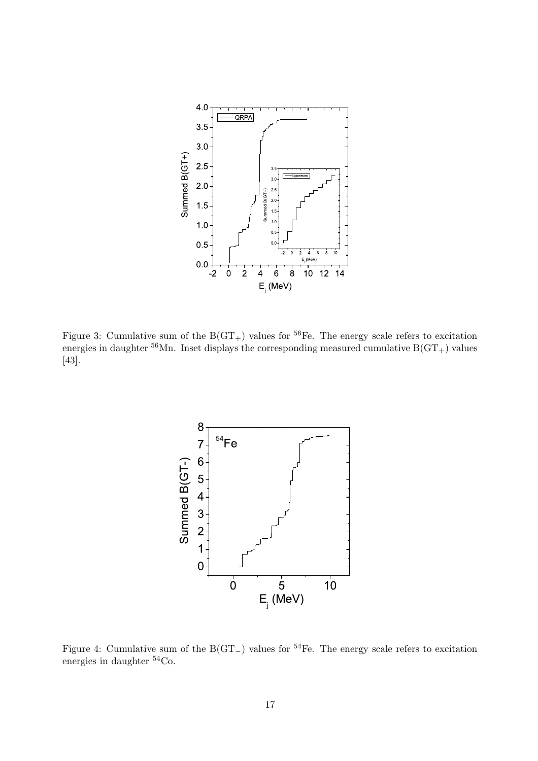Figure 3: Cumulative sum of the $B(GT_+)$ values for $^{56}$Fe. The energy scale refers to excitation energies in daughter $^{56}$Mn. Inset displays the corresponding measured cumulative $B(GT_+)$ values [43].

Figure 4: Cumulative sum of the $B(GT_-)$ values for $^{54}$Fe. The energy scale refers to excitation energies in daughter $^{54}$Co.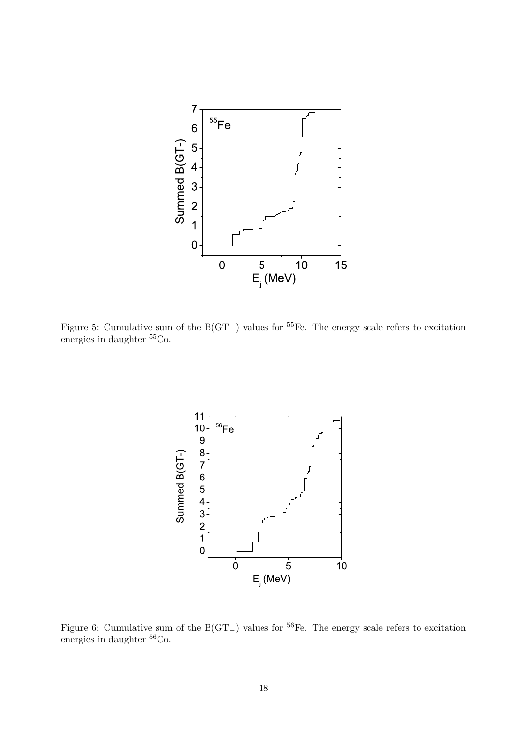Figure 5: Cumulative sum of the $B(GT_-)$ values for $^{55}Fe$. The energy scale refers to excitation energies in daughter $^{55}Co$.

Figure 6: Cumulative sum of the $B(GT_-)$ values for $^{56}Fe$. The energy scale refers to excitation energies in daughter $^{56}Co$.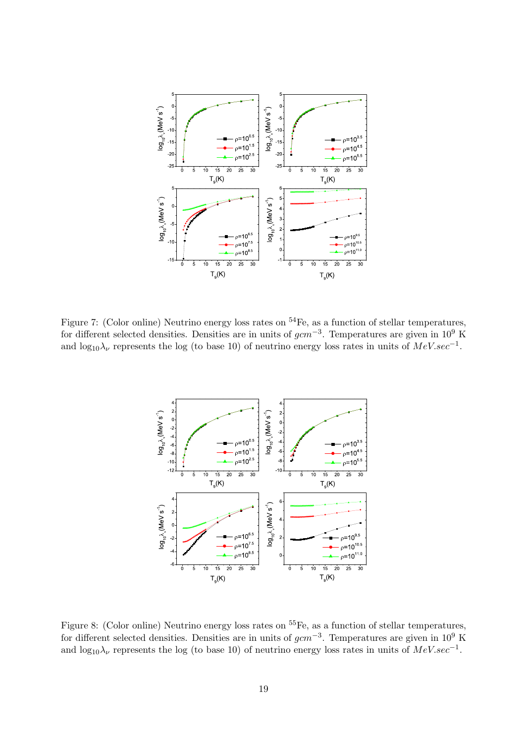Figure 7: (Color online) Neutrino energy loss rates on $^{54}$Fe, as a function of stellar temperatures, for different selected densities. Densities are in units of $gcm^{-3}$. Temperatures are given in $10^9$ K and $\log_{10}\lambda_\nu$ represents the log (to base 10) of neutrino energy loss rates in units of $MeV.sec^{-1}$.

Figure 8: (Color online) Neutrino energy loss rates on $^{55}$Fe, as a function of stellar temperatures, for different selected densities. Densities are in units of $gcm^{-3}$. Temperatures are given in $10^9$ K and $\log_{10}\lambda_\nu$ represents the log (to base 10) of neutrino energy loss rates in units of $MeV.sec^{-1}$.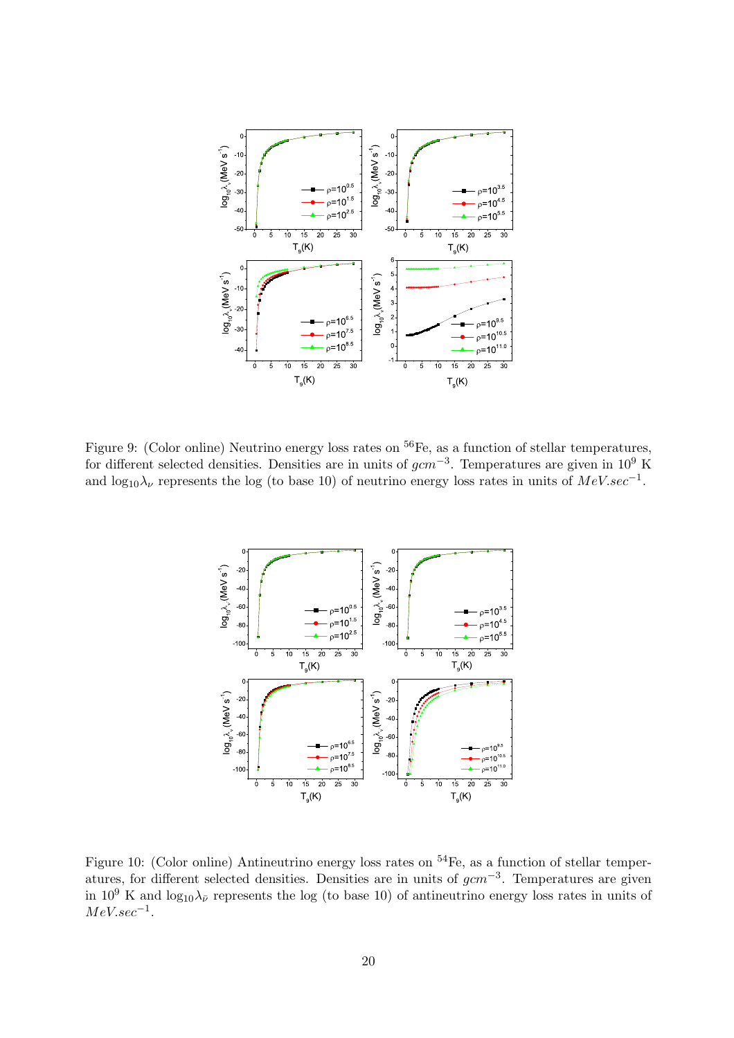Figure 9: (Color online) Neutrino energy loss rates on $^{56}$Fe, as a function of stellar temperatures, for different selected densities. Densities are in units of $gcm^{-3}$. Temperatures are given in $10^9$ K and $\log_{10}\lambda_\nu$ represents the log (to base 10) of neutrino energy loss rates in units of $MeV.sec^{-1}$.

Figure 10: (Color online) Antineutrino energy loss rates on $^{54}$Fe, as a function of stellar temperatures, for different selected densities. Densities are in units of $gcm^{-3}$. Temperatures are given in $10^9$ K and $\log_{10}\lambda_{\bar{\nu}}$ represents the log (to base 10) of antineutrino energy loss rates in units of $MeV.sec^{-1}$.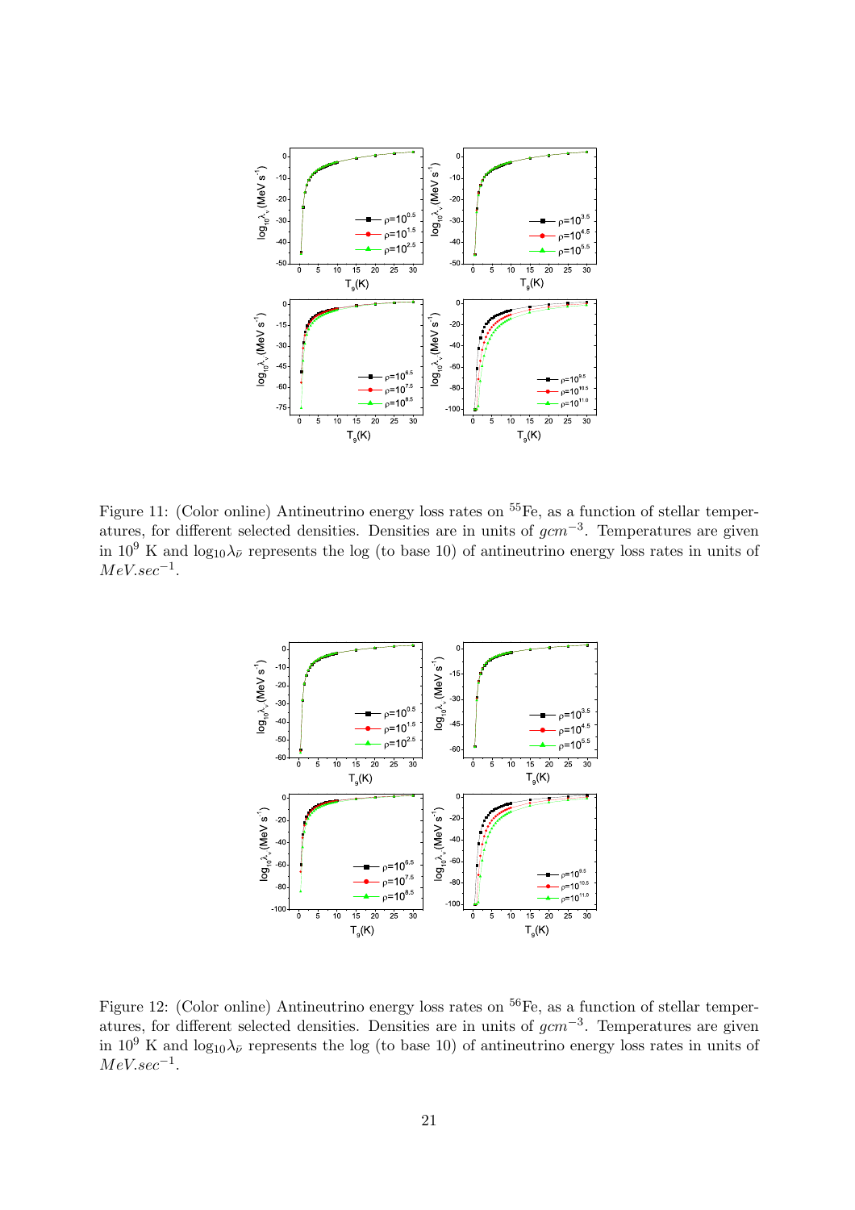$\log_{10}\lambda_{\bar{\nu}}$ (MeV s$^{-1}$)

$T_9$(K)

$\rho=10^{0.5}$
$\rho=10^{1.5}$
$\rho=10^{2.5}$
$\rho=10^{3.5}$
$\rho=10^{4.5}$
$\rho=10^{5.5}$
$\rho=10^{6.5}$
$\rho=10^{7.5}$
$\rho=10^{8.5}$
$\rho=10^{9.5}$
$\rho=10^{10.5}$
$\rho=10^{11.0}$

Figure 11: (Color online) Antineutrino energy loss rates on $^{55}$Fe, as a function of stellar temperatures, for different selected densities. Densities are in units of $gcm^{-3}$. Temperatures are given in $10^9$ K and $\log_{10}\lambda_{\bar{\nu}}$ represents the log (to base 10) of antineutrino energy loss rates in units of $MeV.sec^{-1}$.

$\log_{10}\lambda_{\bar{\nu}}$ (MeV s$^{-1}$)

$T_9$(K)

$\rho=10^{0.5}$
$\rho=10^{1.5}$
$\rho=10^{2.5}$
$\rho=10^{3.5}$
$\rho=10^{4.5}$
$\rho=10^{5.5}$
$\rho=10^{6.5}$
$\rho=10^{7.5}$
$\rho=10^{8.5}$
$\rho=10^{9.5}$
$\rho=10^{10.5}$
$\rho=10^{11.0}$

Figure 12: (Color online) Antineutrino energy loss rates on $^{56}$Fe, as a function of stellar temperatures, for different selected densities. Densities are in units of $gcm^{-3}$. Temperatures are given in $10^9$ K and $\log_{10}\lambda_{\bar{\nu}}$ represents the log (to base 10) of antineutrino energy loss rates in units of $MeV.sec^{-1}$.